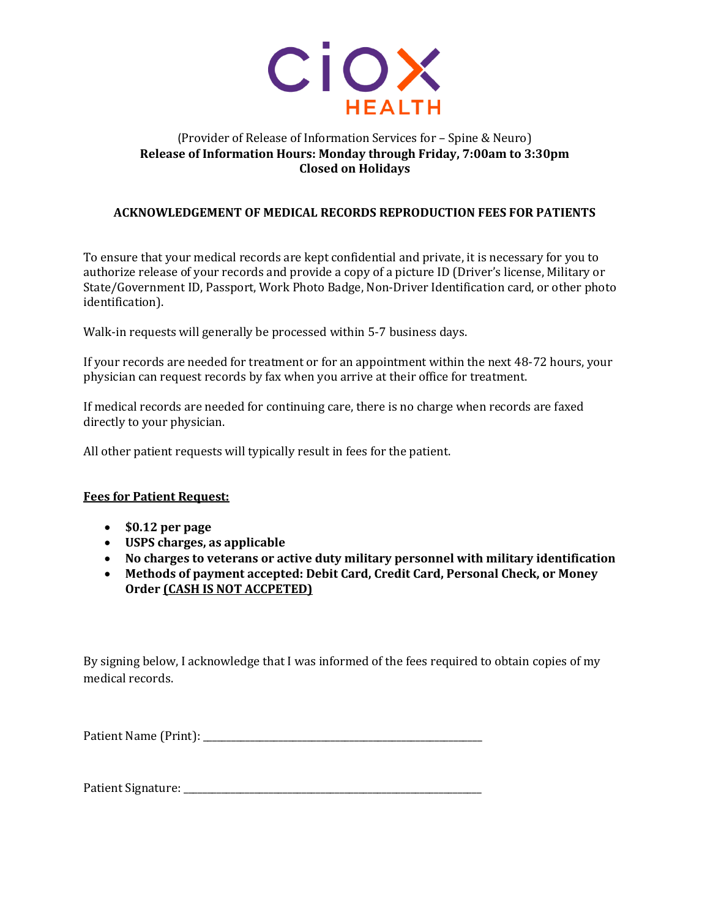# CiOX HEALTH

(Provider of Release of Information Services for – Spine & Neuro)
**Release of Information Hours: Monday through Friday, 7:00am to 3:30pm**
**Closed on Holidays**

## ACKNOWLEDGEMENT OF MEDICAL RECORDS REPRODUCTION FEES FOR PATIENTS

To ensure that your medical records are kept confidential and private, it is necessary for you to authorize release of your records and provide a copy of a picture ID (Driver's license, Military or State/Government ID, Passport, Work Photo Badge, Non-Driver Identification card, or other photo identification).

Walk-in requests will generally be processed within 5-7 business days.

If your records are needed for treatment or for an appointment within the next 48-72 hours, your physician can request records by fax when you arrive at their office for treatment.

If medical records are needed for continuing care, there is no charge when records are faxed directly to your physician.

All other patient requests will typically result in fees for the patient.

**Fees for Patient Request:**

- **$0.12 per page**
- **USPS charges, as applicable**
- **No charges to veterans or active duty military personnel with military identification**
- **Methods of payment accepted: Debit Card, Credit Card, Personal Check, or Money Order (CASH IS NOT ACCPETED)**

By signing below, I acknowledge that I was informed of the fees required to obtain copies of my medical records.

Patient Name (Print): ______________________________

Patient Signature: ______________________________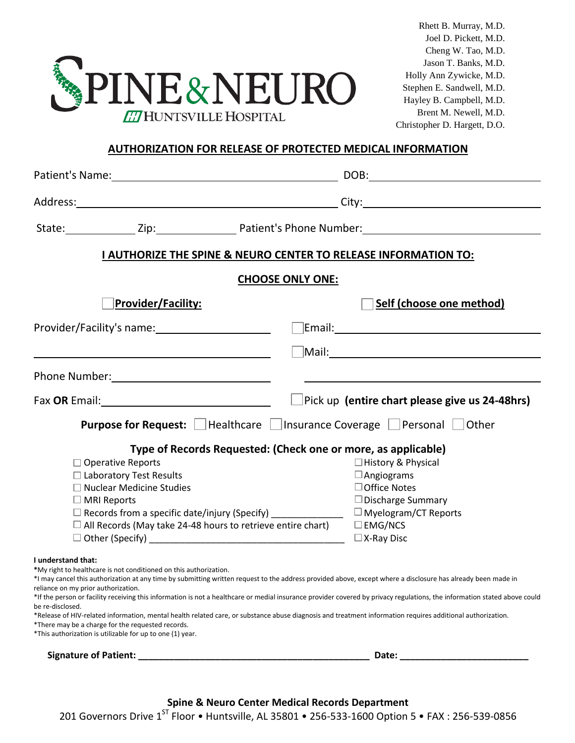SPINE & NEURO
HUNTSVILLE HOSPITAL

Rhett B. Murray, M.D.
Joel D. Pickett, M.D.
Cheng W. Tao, M.D.
Jason T. Banks, M.D.
Holly Ann Zywicke, M.D.
Stephen E. Sandwell, M.D.
Hayley B. Campbell, M.D.
Brent M. Newell, M.D.
Christopher D. Hargett, D.O.

## AUTHORIZATION FOR RELEASE OF PROTECTED MEDICAL INFORMATION

Patient's Name: ______________________________ DOB: ______________________

Address: ______________________________ City: ______________________

State: __________ Zip: __________ Patient's Phone Number: ______________________

### I AUTHORIZE THE SPINE & NEURO CENTER TO RELEASE INFORMATION TO:

**CHOOSE ONLY ONE:**

☐ **Provider/Facility:**

Provider/Facility's name: ______________________

______________________________

Phone Number: ______________________

Fax **OR** Email: ______________________

☐ **Self (choose one method)**

☐ Email: ______________________

☐ Mail: ______________________

______________________________

☐ Pick up **(entire chart please give us 24-48hrs)**

**Purpose for Request:** ☐ Healthcare ☐ Insurance Coverage ☐ Personal ☐ Other

**Type of Records Requested: (Check one or more, as applicable)**

☐ Operative Reports
☐ Laboratory Test Results
☐ Nuclear Medicine Studies
☐ MRI Reports
☐ Records from a specific date/injury (Specify) ______________
☐ All Records (May take 24-48 hours to retrieve entire chart)
☐ Other (Specify) ______________________________

☐ History & Physical
☐ Angiograms
☐ Office Notes
☐ Discharge Summary
☐ Myelogram/CT Reports
☐ EMG/NCS
☐ X-Ray Disc

**I understand that:**

*My right to healthcare is not conditioned on this authorization.
*I may cancel this authorization at any time by submitting written request to the address provided above, except where a disclosure has already been made in reliance on my prior authorization.
*If the person or facility receiving this information is not a healthcare or medial insurance provider covered by privacy regulations, the information stated above could be re-disclosed.
*Release of HIV-related information, mental health related care, or substance abuse diagnosis and treatment information requires additional authorization.
*There may be a charge for the requested records.
*This authorization is utilizable for up to one (1) year.

**Signature of Patient:** ______________________________ **Date:** ______________________

**Spine & Neuro Center Medical Records Department**
201 Governors Drive 1ST Floor • Huntsville, AL 35801 • 256-533-1600 Option 5 • FAX : 256-539-0856